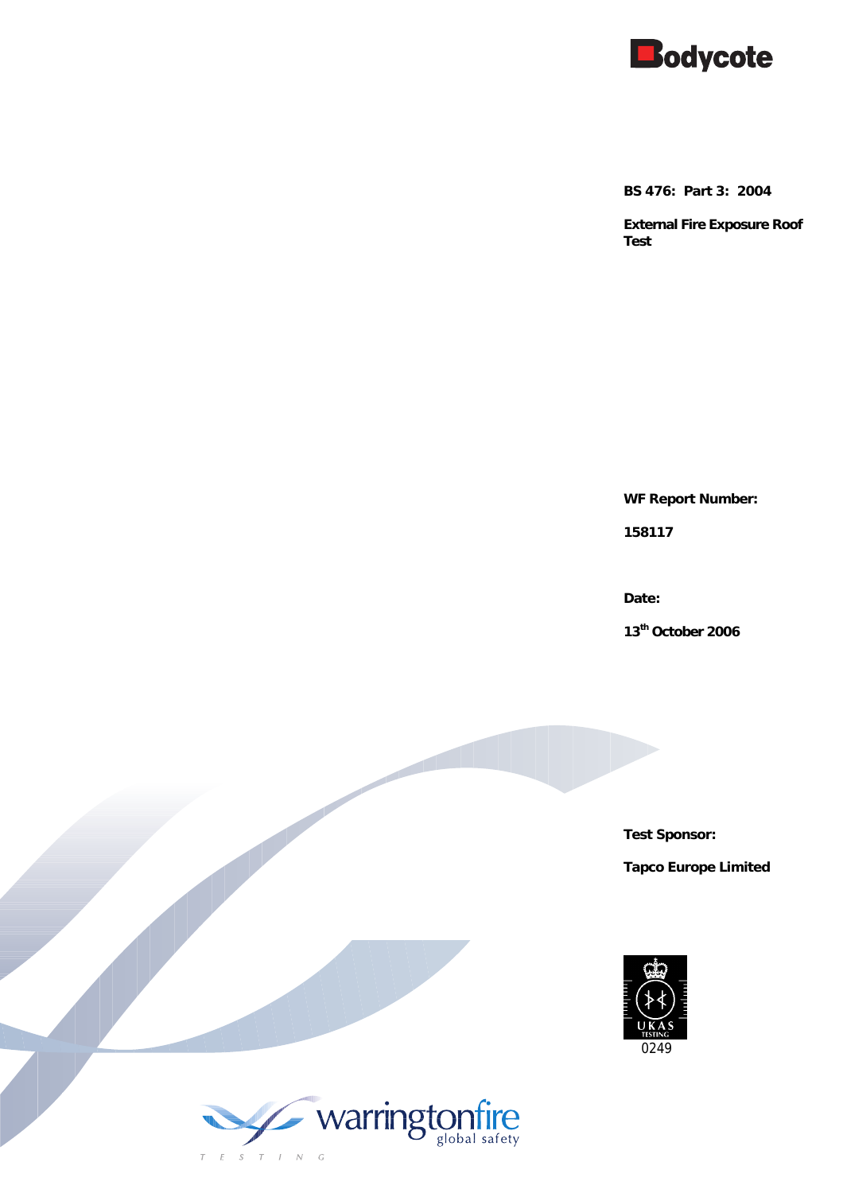Bodycote

**BS 476: Part 3: 2004**

**External Fire Exposure Roof Test**

**WF Report Number:**

**158117**

**Date:**

**13th October 2006**

**Test Sponsor:**

**Tapco Europe Limited**

UKAS TESTING 0249

warringtonfire global safety

TESTING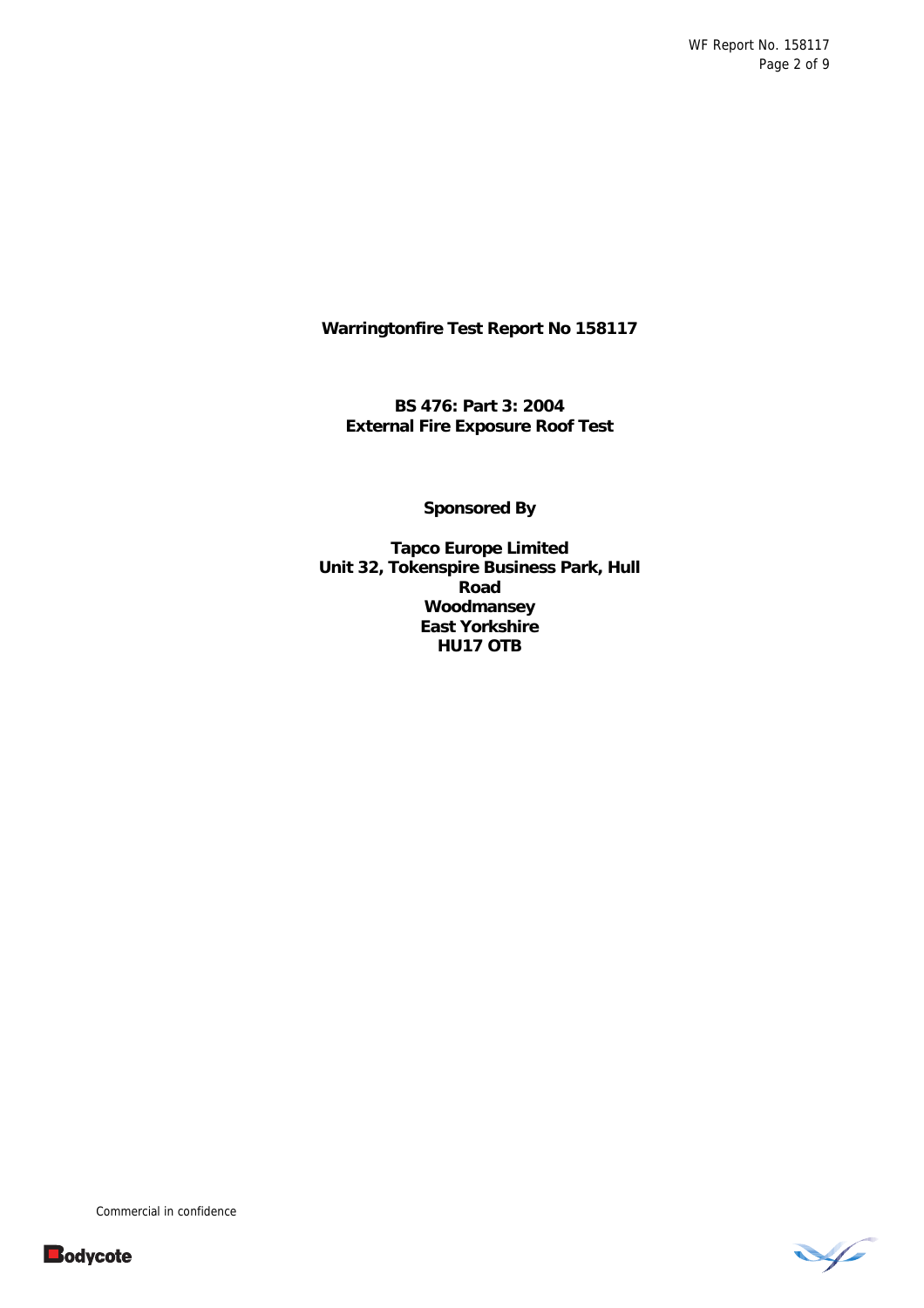**Warringtonfire Test Report No 158117**

**BS 476: Part 3: 2004**
**External Fire Exposure Roof Test**

**Sponsored By**

**Tapco Europe Limited**
**Unit 32, Tokenspire Business Park, Hull Road**
**Woodmansey**
**East Yorkshire**
**HU17 OTB**

Commercial in confidence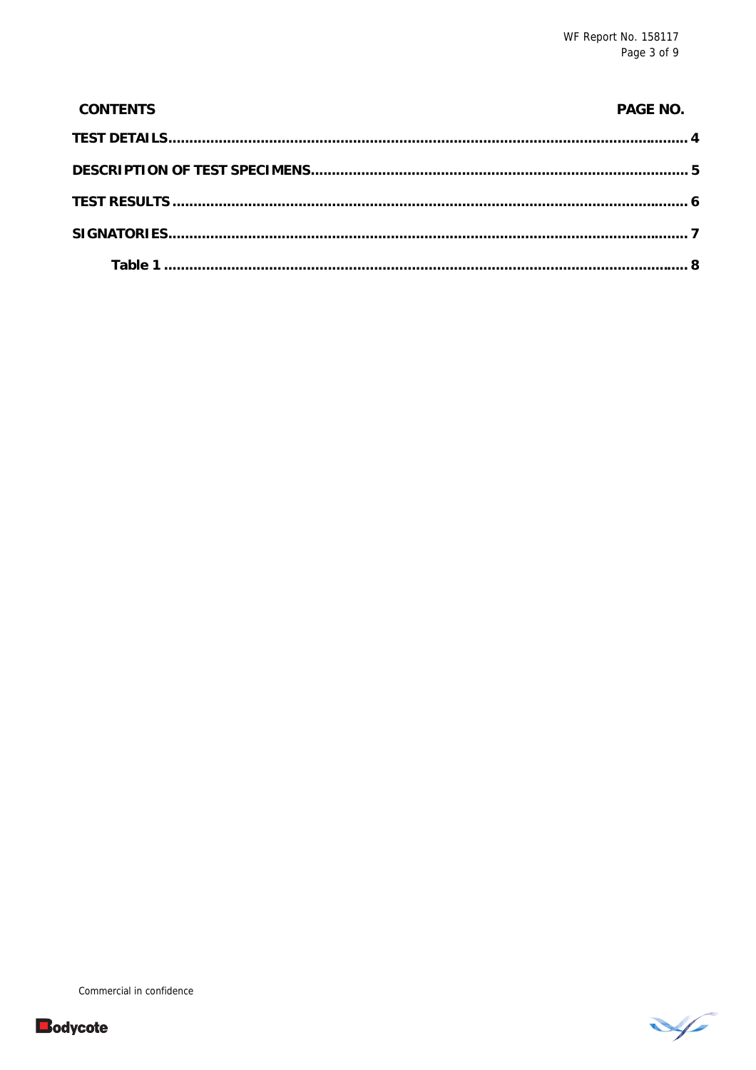**CONTENTS** | **PAGE NO.**

| CONTENTS | PAGE NO. |
|---|---|
| **TEST DETAILS** | **4** |
| **DESCRIPTION OF TEST SPECIMENS** | **5** |
| **TEST RESULTS** | **6** |
| **SIGNATORIES** | **7** |
| **Table 1** | **8** |

Commercial in confidence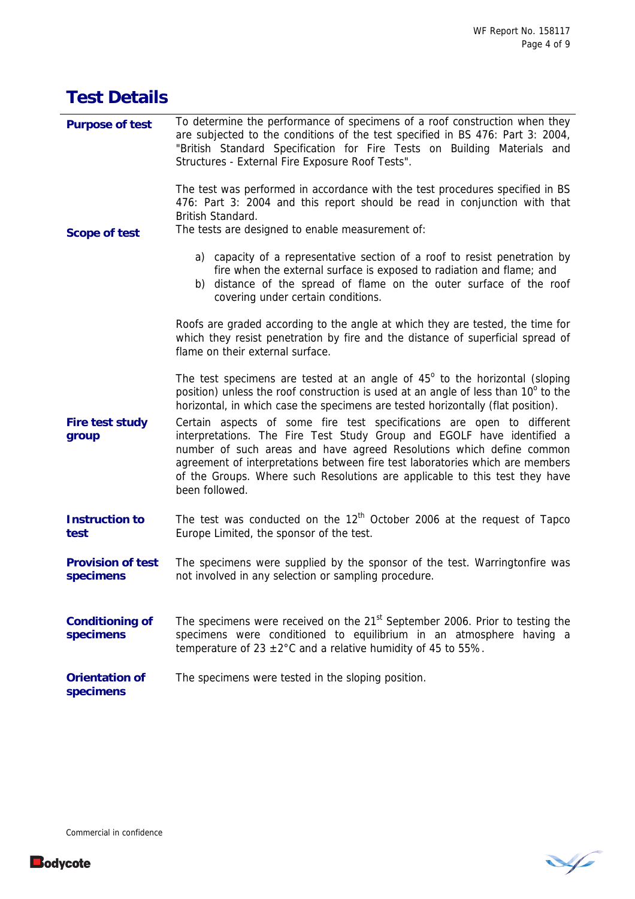# Test Details

**Purpose of test**

To determine the performance of specimens of a roof construction when they are subjected to the conditions of the test specified in BS 476: Part 3: 2004, "British Standard Specification for Fire Tests on Building Materials and Structures - External Fire Exposure Roof Tests".

The test was performed in accordance with the test procedures specified in BS 476: Part 3: 2004 and this report should be read in conjunction with that British Standard.

**Scope of test**

The tests are designed to enable measurement of:

a) capacity of a representative section of a roof to resist penetration by fire when the external surface is exposed to radiation and flame; and
b) distance of the spread of flame on the outer surface of the roof covering under certain conditions.

Roofs are graded according to the angle at which they are tested, the time for which they resist penetration by fire and the distance of superficial spread of flame on their external surface.

The test specimens are tested at an angle of $45^{o}$ to the horizontal (sloping position) unless the roof construction is used at an angle of less than $10^{o}$ to the horizontal, in which case the specimens are tested horizontally (flat position).

**Fire test study group**

Certain aspects of some fire test specifications are open to different interpretations. The Fire Test Study Group and EGOLF have identified a number of such areas and have agreed Resolutions which define common agreement of interpretations between fire test laboratories which are members of the Groups. Where such Resolutions are applicable to this test they have been followed.

**Instruction to test**

The test was conducted on the 12th October 2006 at the request of Tapco Europe Limited, the sponsor of the test.

**Provision of test specimens**

The specimens were supplied by the sponsor of the test. Warringtonfire was not involved in any selection or sampling procedure.

**Conditioning of specimens**

The specimens were received on the 21st September 2006. Prior to testing the specimens were conditioned to equilibrium in an atmosphere having a temperature of 23 ±2°C and a relative humidity of 45 to 55%.

**Orientation of specimens**

The specimens were tested in the sloping position.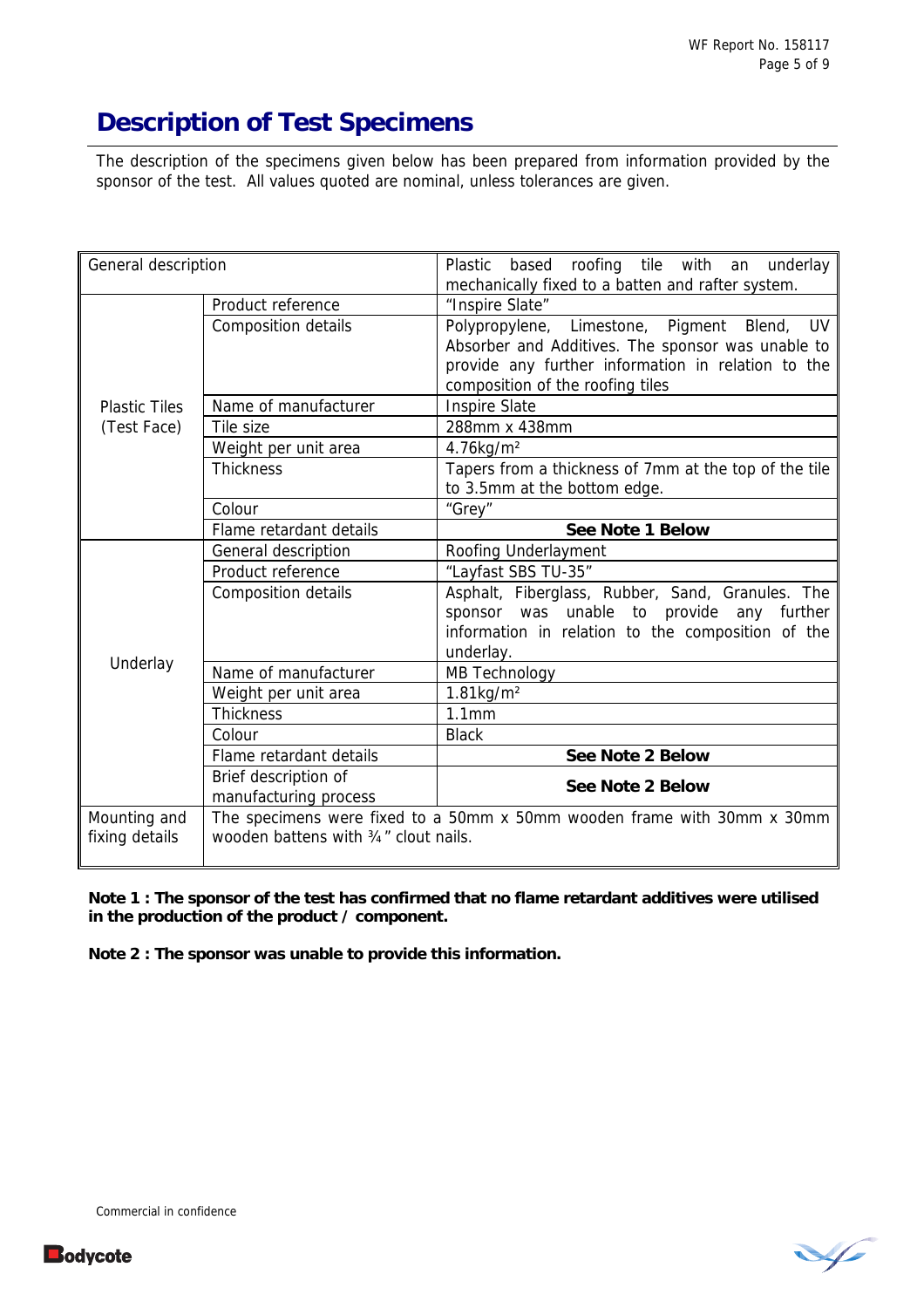# Description of Test Specimens

The description of the specimens given below has been prepared from information provided by the sponsor of the test. All values quoted are nominal, unless tolerances are given.

| General description | | Plastic based roofing tile with an underlay mechanically fixed to a batten and rafter system. |
|---|---|---|
| Plastic Tiles (Test Face) | Product reference | "Inspire Slate" |
| | Composition details | Polypropylene, Limestone, Pigment Blend, UV Absorber and Additives. The sponsor was unable to provide any further information in relation to the composition of the roofing tiles |
| | Name of manufacturer | Inspire Slate |
| | Tile size | 288mm x 438mm |
| | Weight per unit area | 4.76kg/m² |
| | Thickness | Tapers from a thickness of 7mm at the top of the tile to 3.5mm at the bottom edge. |
| | Colour | "Grey" |
| | Flame retardant details | **See Note 1 Below** |
| Underlay | General description | Roofing Underlayment |
| | Product reference | "Layfast SBS TU-35" |
| | Composition details | Asphalt, Fiberglass, Rubber, Sand, Granules. The sponsor was unable to provide any further information in relation to the composition of the underlay. |
| | Name of manufacturer | MB Technology |
| | Weight per unit area | 1.81kg/m² |
| | Thickness | 1.1mm |
| | Colour | Black |
| | Flame retardant details | **See Note 2 Below** |
| | Brief description of manufacturing process | **See Note 2 Below** |
| Mounting and fixing details | The specimens were fixed to a 50mm x 50mm wooden frame with 30mm x 30mm wooden battens with ¾" clout nails. | |

**Note 1 : The sponsor of the test has confirmed that no flame retardant additives were utilised in the production of the product / component.**

**Note 2 : The sponsor was unable to provide this information.**

Commercial in confidence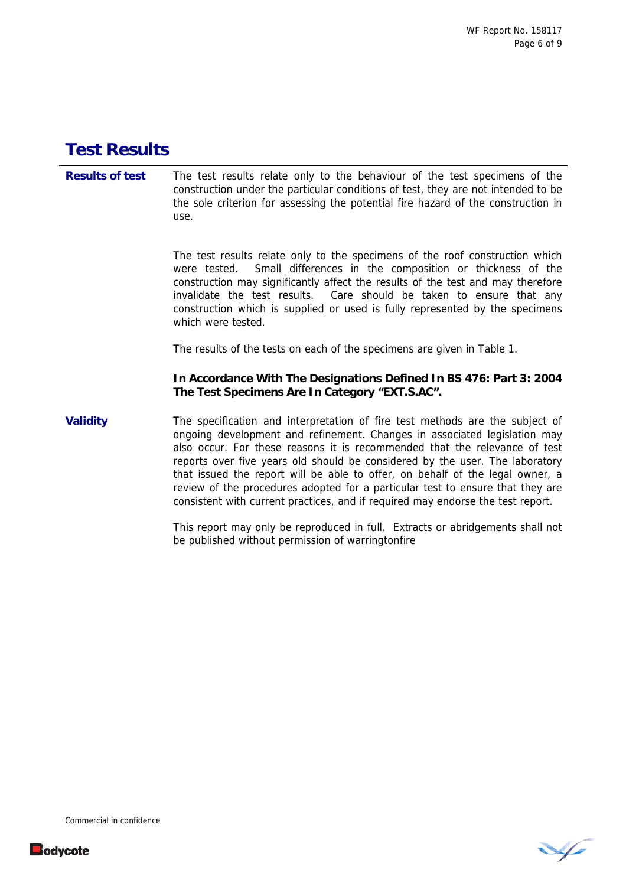## Test Results

**Results of test**

The test results relate only to the behaviour of the test specimens of the construction under the particular conditions of test, they are not intended to be the sole criterion for assessing the potential fire hazard of the construction in use.

The test results relate only to the specimens of the roof construction which were tested. Small differences in the composition or thickness of the construction may significantly affect the results of the test and may therefore invalidate the test results. Care should be taken to ensure that any construction which is supplied or used is fully represented by the specimens which were tested.

The results of the tests on each of the specimens are given in Table 1.

**In Accordance With The Designations Defined In BS 476: Part 3: 2004 The Test Specimens Are In Category "EXT.S.AC".**

**Validity**

The specification and interpretation of fire test methods are the subject of ongoing development and refinement. Changes in associated legislation may also occur. For these reasons it is recommended that the relevance of test reports over five years old should be considered by the user. The laboratory that issued the report will be able to offer, on behalf of the legal owner, a review of the procedures adopted for a particular test to ensure that they are consistent with current practices, and if required may endorse the test report.

This report may only be reproduced in full. Extracts or abridgements shall not be published without permission of warringtonfire

Commercial in confidence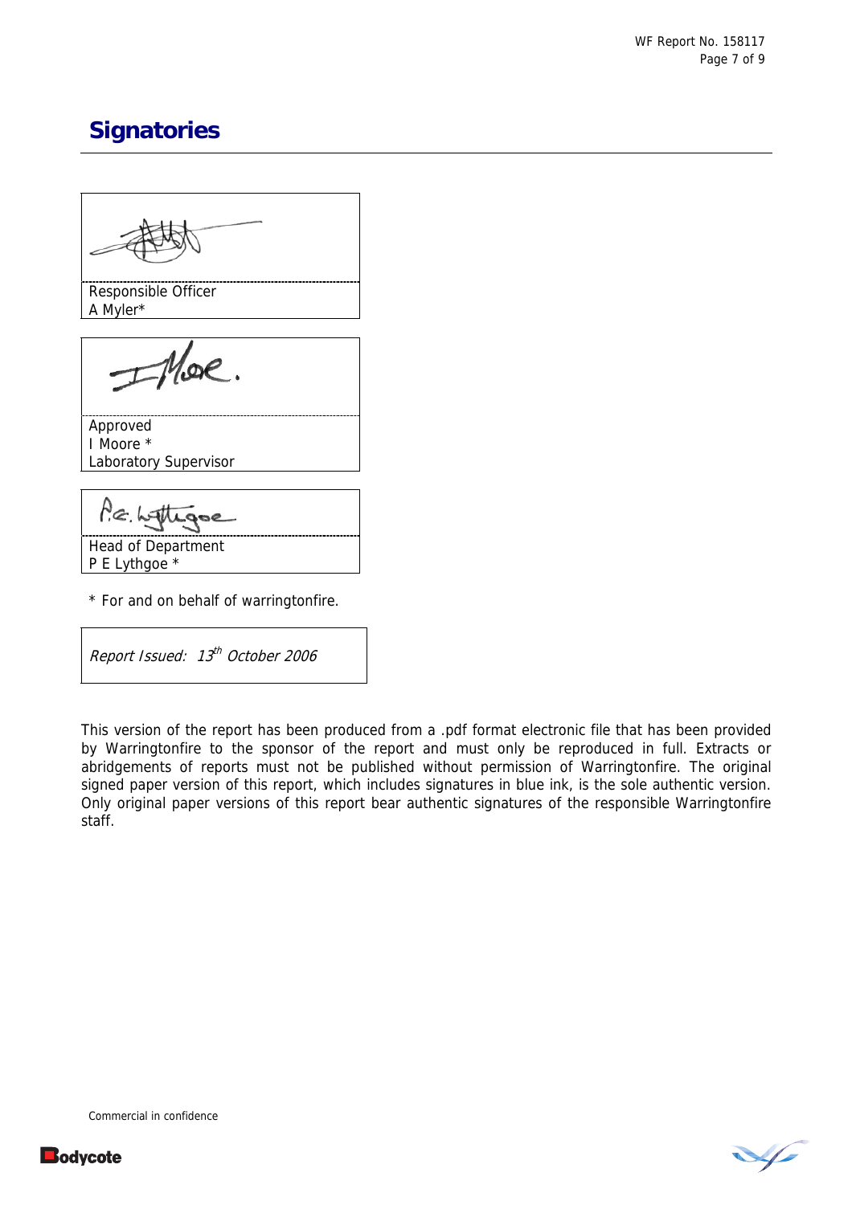## Signatories

Responsible Officer
A Myler*

Approved
I Moore *
Laboratory Supervisor

Head of Department
P E Lythgoe *

* For and on behalf of warringtonfire.

*Report Issued: 13th October 2006*

This version of the report has been produced from a .pdf format electronic file that has been provided by Warringtonfire to the sponsor of the report and must only be reproduced in full. Extracts or abridgements of reports must not be published without permission of Warringtonfire. The original signed paper version of this report, which includes signatures in blue ink, is the sole authentic version. Only original paper versions of this report bear authentic signatures of the responsible Warringtonfire staff.

Commercial in confidence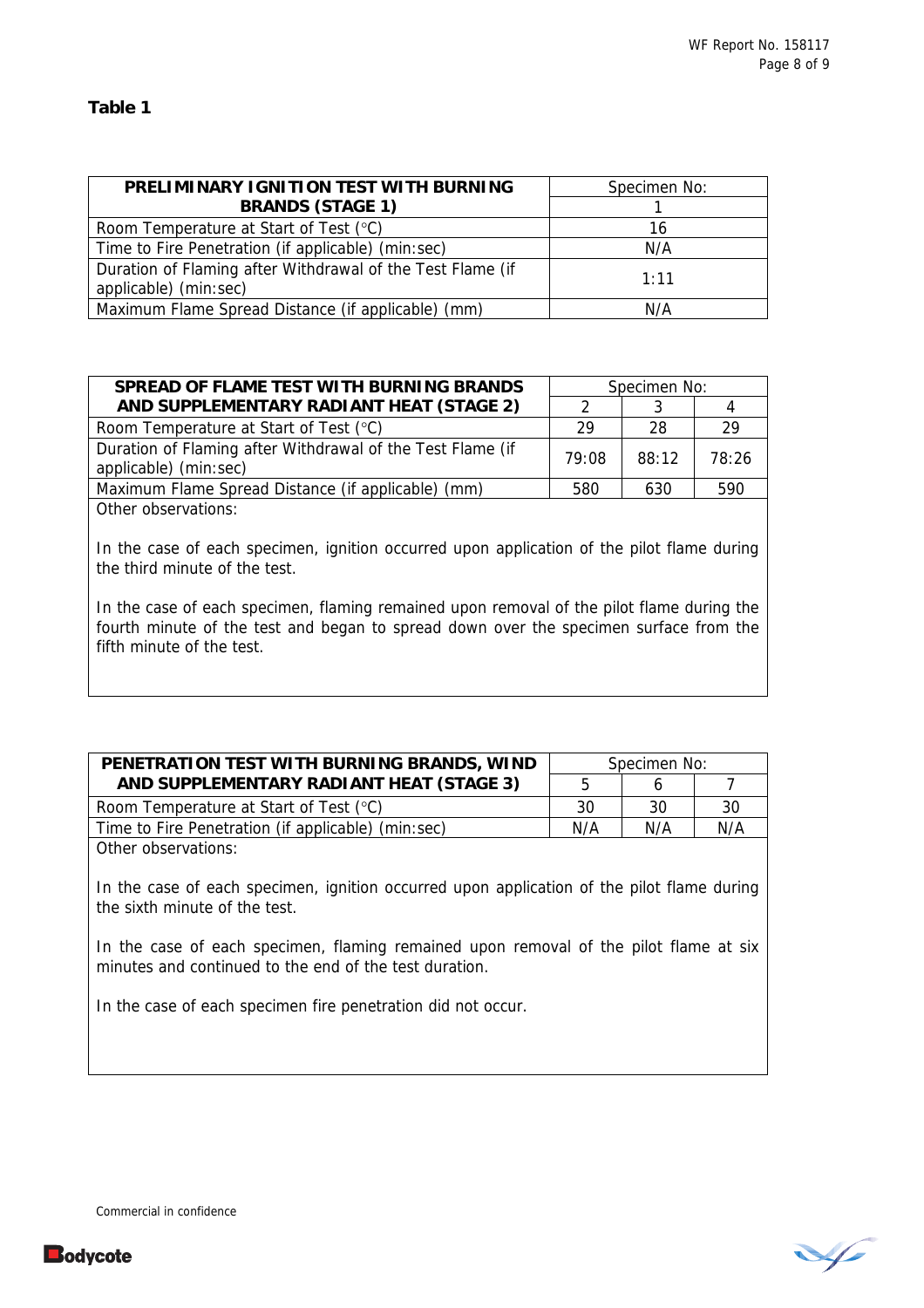**Table 1**

| PRELIMINARY IGNITION TEST WITH BURNING BRANDS (STAGE 1) | Specimen No: |
|---|---|
| | 1 |
| Room Temperature at Start of Test (°C) | 16 |
| Time to Fire Penetration (if applicable) (min:sec) | N/A |
| Duration of Flaming after Withdrawal of the Test Flame (if applicable) (min:sec) | 1:11 |
| Maximum Flame Spread Distance (if applicable) (mm) | N/A |

| SPREAD OF FLAME TEST WITH BURNING BRANDS AND SUPPLEMENTARY RADIANT HEAT (STAGE 2) | Specimen No: | | |
|---|---|---|---|
| | 2 | 3 | 4 |
| Room Temperature at Start of Test (°C) | 29 | 28 | 29 |
| Duration of Flaming after Withdrawal of the Test Flame (if applicable) (min:sec) | 79:08 | 88:12 | 78:26 |
| Maximum Flame Spread Distance (if applicable) (mm) | 580 | 630 | 590 |

Other observations:

In the case of each specimen, ignition occurred upon application of the pilot flame during the third minute of the test.

In the case of each specimen, flaming remained upon removal of the pilot flame during the fourth minute of the test and began to spread down over the specimen surface from the fifth minute of the test.

| PENETRATION TEST WITH BURNING BRANDS, WIND AND SUPPLEMENTARY RADIANT HEAT (STAGE 3) | Specimen No: | | |
|---|---|---|---|
| | 5 | 6 | 7 |
| Room Temperature at Start of Test (°C) | 30 | 30 | 30 |
| Time to Fire Penetration (if applicable) (min:sec) | N/A | N/A | N/A |

Other observations:

In the case of each specimen, ignition occurred upon application of the pilot flame during the sixth minute of the test.

In the case of each specimen, flaming remained upon removal of the pilot flame at six minutes and continued to the end of the test duration.

In the case of each specimen fire penetration did not occur.

Commercial in confidence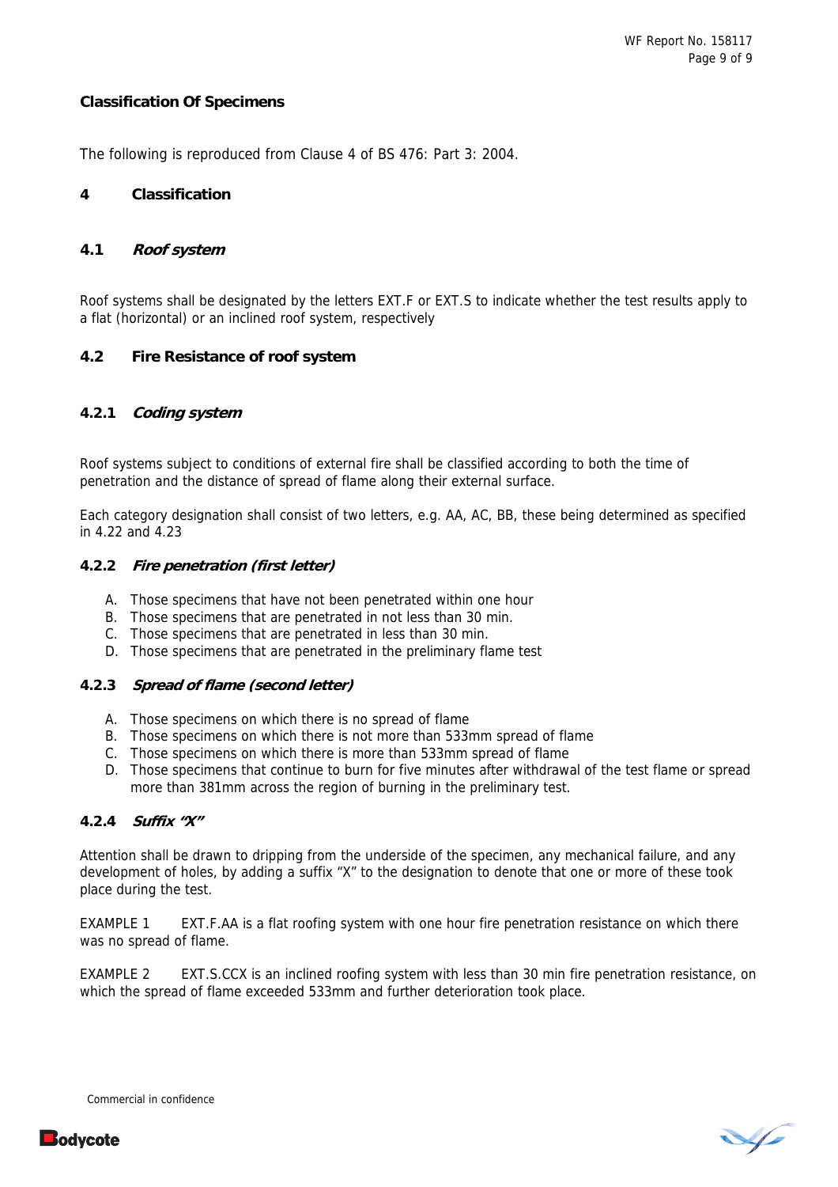## Classification Of Specimens

The following is reproduced from Clause 4 of BS 476: Part 3: 2004.

### 4 Classification

#### 4.1 *Roof system*

Roof systems shall be designated by the letters EXT.F or EXT.S to indicate whether the test results apply to a flat (horizontal) or an inclined roof system, respectively

#### 4.2 Fire Resistance of roof system

##### 4.2.1 *Coding system*

Roof systems subject to conditions of external fire shall be classified according to both the time of penetration and the distance of spread of flame along their external surface.

Each category designation shall consist of two letters, e.g. AA, AC, BB, these being determined as specified in 4.22 and 4.23

##### 4.2.2 *Fire penetration (first letter)*

A. Those specimens that have not been penetrated within one hour
B. Those specimens that are penetrated in not less than 30 min.
C. Those specimens that are penetrated in less than 30 min.
D. Those specimens that are penetrated in the preliminary flame test

##### 4.2.3 *Spread of flame (second letter)*

A. Those specimens on which there is no spread of flame
B. Those specimens on which there is not more than 533mm spread of flame
C. Those specimens on which there is more than 533mm spread of flame
D. Those specimens that continue to burn for five minutes after withdrawal of the test flame or spread more than 381mm across the region of burning in the preliminary test.

##### 4.2.4 *Suffix "X"*

Attention shall be drawn to dripping from the underside of the specimen, any mechanical failure, and any development of holes, by adding a suffix "X" to the designation to denote that one or more of these took place during the test.

EXAMPLE 1 EXT.F.AA is a flat roofing system with one hour fire penetration resistance on which there was no spread of flame.

EXAMPLE 2 EXT.S.CCX is an inclined roofing system with less than 30 min fire penetration resistance, on which the spread of flame exceeded 533mm and further deterioration took place.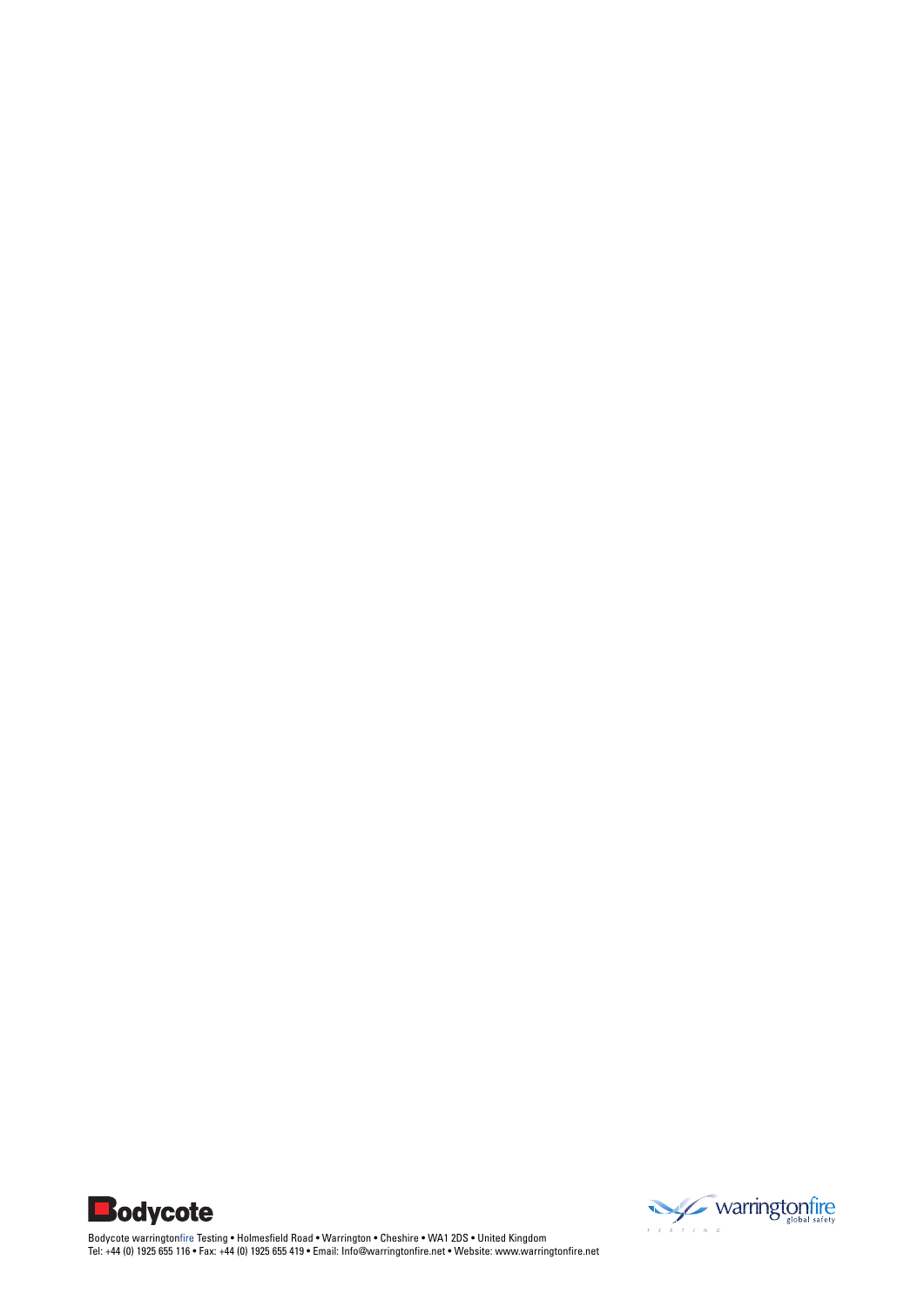Bodycote

warringtonfire global safety TESTING

Bodycote warringtonfire Testing • Holmesfield Road • Warrington • Cheshire • WA1 2DS • United Kingdom
Tel: +44 (0) 1925 655 116 • Fax: +44 (0) 1925 655 419 • Email: Info@warringtonfire.net • Website: www.warringtonfire.net